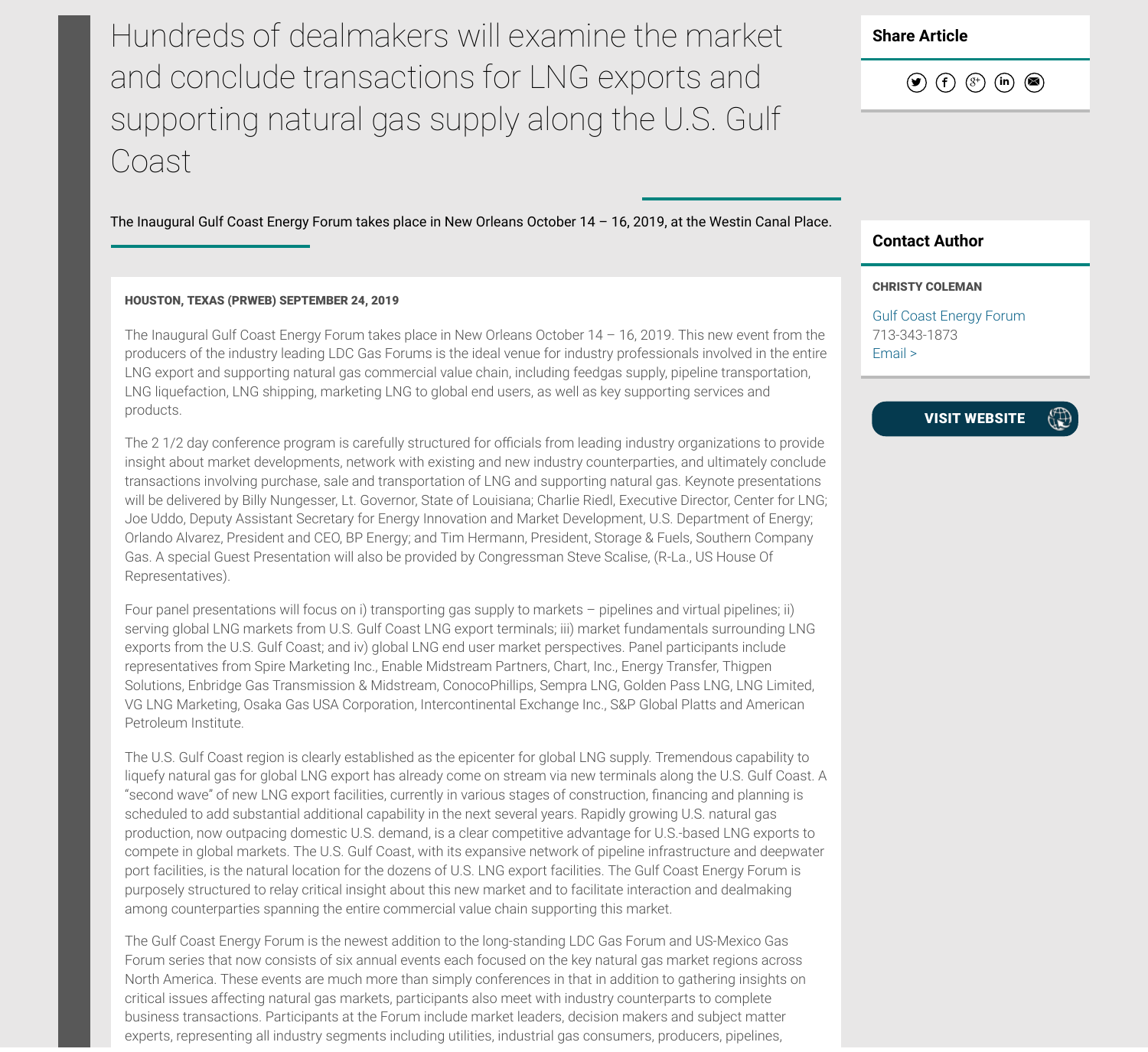# Hundreds of dealmakers will examine the market and conclude transactions for LNG exports and supporting natural gas supply along the U.S. Gulf Coast

The Inaugural Gulf Coast Energy Forum takes place in New Orleans October 14 – 16, 2019, at the Westin Canal Place.

**HOUSTON, TEXAS (PRWEB) SEPTEMBER 24, 2019**

The Inaugural Gulf Coast Energy Forum takes place in New Orleans October 14 – 16, 2019. This new event from the producers of the industry leading LDC Gas Forums is the ideal venue for industry professionals involved in the entire LNG export and supporting natural gas commercial value chain, including feedgas supply, pipeline transportation, LNG liquefaction, LNG shipping, marketing LNG to global end users, as well as key supporting services and products.

The 2 1/2 day conference program is carefully structured for officials from leading industry organizations to provide insight about market developments, network with existing and new industry counterparties, and ultimately conclude transactions involving purchase, sale and transportation of LNG and supporting natural gas. Keynote presentations will be delivered by Billy Nungesser, Lt. Governor, State of Louisiana; Charlie Riedl, Executive Director, Center for LNG; Joe Uddo, Deputy Assistant Secretary for Energy Innovation and Market Development, U.S. Department of Energy; Orlando Alvarez, President and CEO, BP Energy; and Tim Hermann, President, Storage & Fuels, Southern Company Gas. A special Guest Presentation will also be provided by Congressman Steve Scalise, (R-La., US House Of Representatives).

Four panel presentations will focus on i) transporting gas supply to markets – pipelines and virtual pipelines; ii) serving global LNG markets from U.S. Gulf Coast LNG export terminals; iii) market fundamentals surrounding LNG exports from the U.S. Gulf Coast; and iv) global LNG end user market perspectives. Panel participants include representatives from Spire Marketing Inc., Enable Midstream Partners, Chart, Inc., Energy Transfer, Thigpen Solutions, Enbridge Gas Transmission & Midstream, ConocoPhillips, Sempra LNG, Golden Pass LNG, LNG Limited, VG LNG Marketing, Osaka Gas USA Corporation, Intercontinental Exchange Inc., S&P Global Platts and American Petroleum Institute.

The U.S. Gulf Coast region is clearly established as the epicenter for global LNG supply. Tremendous capability to liquefy natural gas for global LNG export has already come on stream via new terminals along the U.S. Gulf Coast. A "second wave" of new LNG export facilities, currently in various stages of construction, financing and planning is scheduled to add substantial additional capability in the next several years. Rapidly growing U.S. natural gas production, now outpacing domestic U.S. demand, is a clear competitive advantage for U.S.-based LNG exports to compete in global markets. The U.S. Gulf Coast, with its expansive network of pipeline infrastructure and deepwater port facilities, is the natural location for the dozens of U.S. LNG export facilities. The Gulf Coast Energy Forum is purposely structured to relay critical insight about this new market and to facilitate interaction and dealmaking among counterparties spanning the entire commercial value chain supporting this market.

The Gulf Coast Energy Forum is the newest addition to the long-standing LDC Gas Forum and US-Mexico Gas Forum series that now consists of six annual events each focused on the key natural gas market regions across North America. These events are much more than simply conferences in that in addition to gathering insights on critical issues affecting natural gas markets, participants also meet with industry counterparts to complete business transactions. Participants at the Forum include market leaders, decision makers and subject matter experts, representing all industry segments including utilities, industrial gas consumers, producers, pipelines,

## Share Article

## Contact Author

**CHRISTY COLEMAN**

Gulf Coast Energy Forum
713-343-1873
Email >

VISIT WEBSITE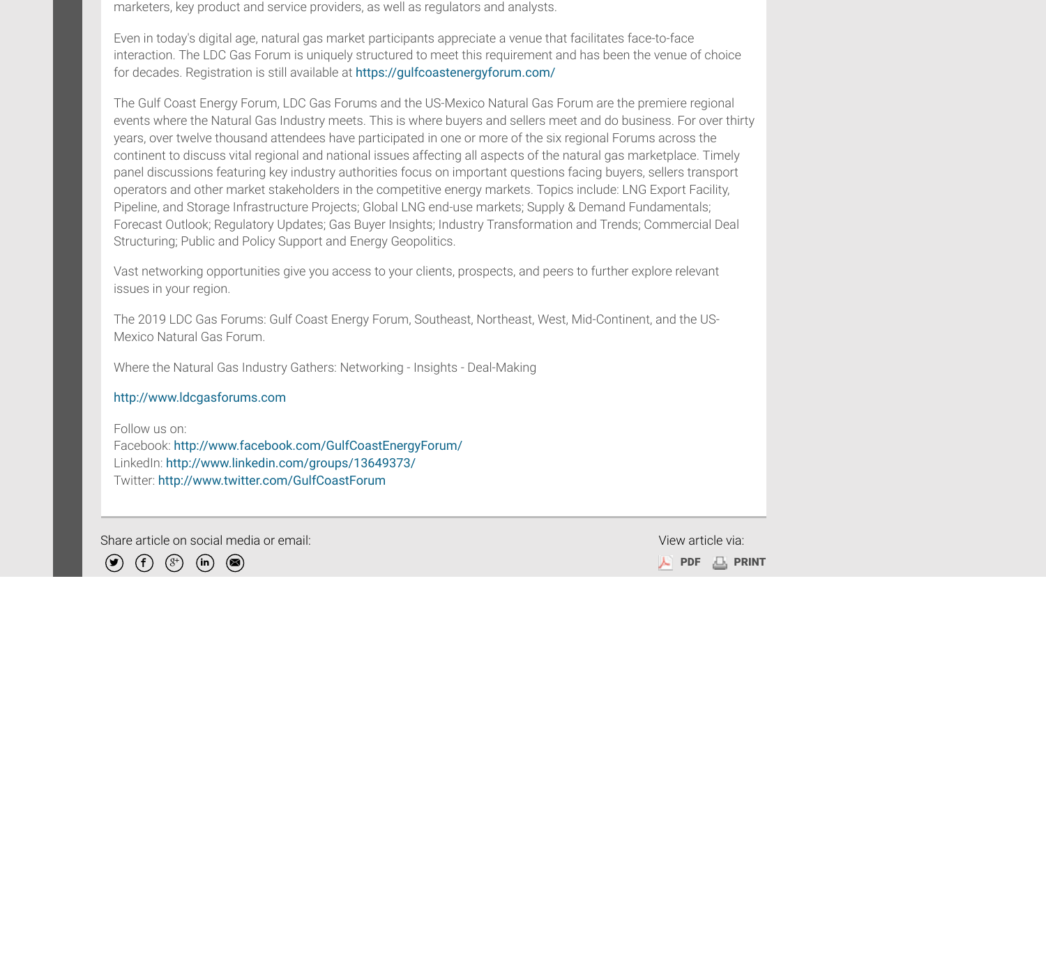marketers, key product and service providers, as well as regulators and analysts.

Even in today's digital age, natural gas market participants appreciate a venue that facilitates face-to-face interaction. The LDC Gas Forum is uniquely structured to meet this requirement and has been the venue of choice for decades. Registration is still available at https://gulfcoastenergyforum.com/

The Gulf Coast Energy Forum, LDC Gas Forums and the US-Mexico Natural Gas Forum are the premiere regional events where the Natural Gas Industry meets. This is where buyers and sellers meet and do business. For over thirty years, over twelve thousand attendees have participated in one or more of the six regional Forums across the continent to discuss vital regional and national issues affecting all aspects of the natural gas marketplace. Timely panel discussions featuring key industry authorities focus on important questions facing buyers, sellers transport operators and other market stakeholders in the competitive energy markets. Topics include: LNG Export Facility, Pipeline, and Storage Infrastructure Projects; Global LNG end-use markets; Supply & Demand Fundamentals; Forecast Outlook; Regulatory Updates; Gas Buyer Insights; Industry Transformation and Trends; Commercial Deal Structuring; Public and Policy Support and Energy Geopolitics.

Vast networking opportunities give you access to your clients, prospects, and peers to further explore relevant issues in your region.

The 2019 LDC Gas Forums: Gulf Coast Energy Forum, Southeast, Northeast, West, Mid-Continent, and the US-Mexico Natural Gas Forum.

Where the Natural Gas Industry Gathers: Networking - Insights - Deal-Making

http://www.ldcgasforums.com

Follow us on:
Facebook: http://www.facebook.com/GulfCoastEnergyForum/
LinkedIn: http://www.linkedin.com/groups/13649373/
Twitter: http://www.twitter.com/GulfCoastForum

Share article on social media or email:

View article via:
PDF PRINT